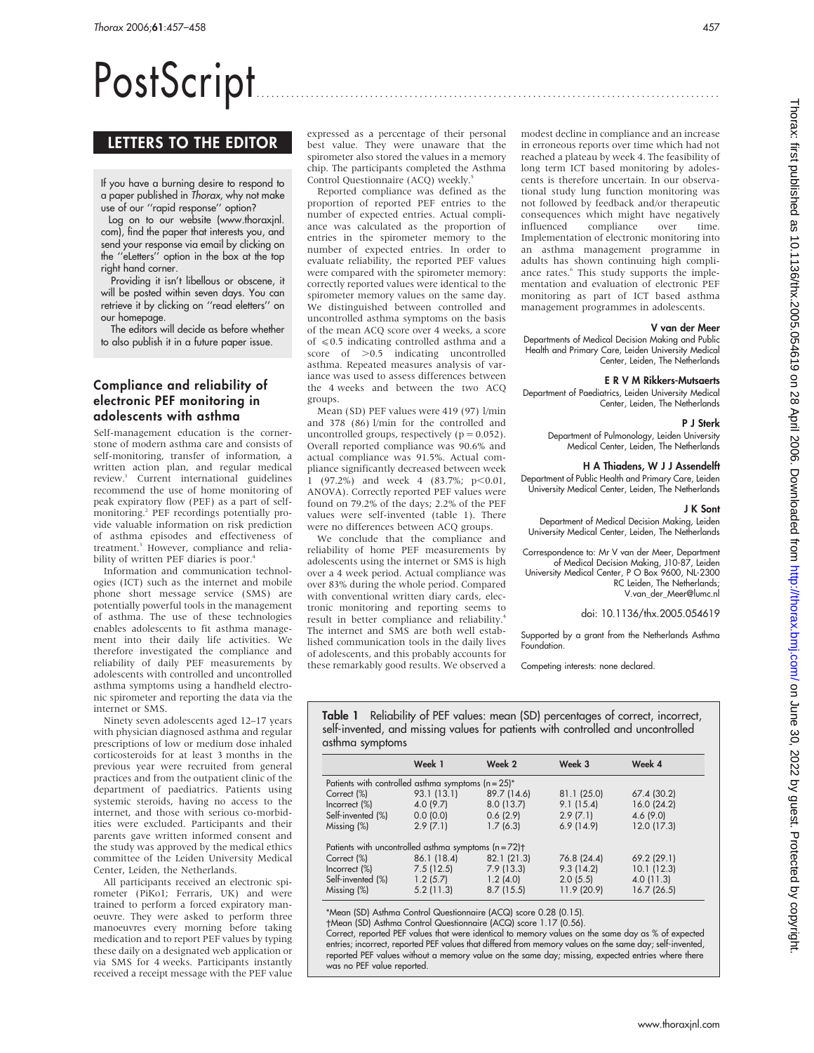# PostScript

## LETTERS TO THE EDITOR

If you have a burning desire to respond to a paper published in *Thorax*, why not make use of our "rapid response" option?

Log on to our website (www.thoraxjnl.com), find the paper that interests you, and send your response via email by clicking on the "eLetters" option in the box at the top right hand corner.

Providing it isn't libellous or obscene, it will be posted within seven days. You can retrieve it by clicking on "read eletters" on our homepage.

The editors will decide as before whether to also publish it in a future paper issue.

### Compliance and reliability of electronic PEF monitoring in adolescents with asthma

Self-management education is the cornerstone of modern asthma care and consists of self-monitoring, transfer of information, a written action plan, and regular medical review.[1] Current international guidelines recommend the use of home monitoring of peak expiratory flow (PEF) as a part of self-monitoring.[2] PEF recordings potentially provide valuable information on risk prediction of asthma episodes and effectiveness of treatment.[3] However, compliance and reliability of written PEF diaries is poor.[4]

Information and communication technologies (ICT) such as the internet and mobile phone short message service (SMS) are potentially powerful tools in the management of asthma. The use of these technologies enables adolescents to fit asthma management into their daily life activities. We therefore investigated the compliance and reliability of daily PEF measurements by adolescents with controlled and uncontrolled asthma symptoms using a handheld electronic spirometer and reporting the data via the internet or SMS.

Ninety seven adolescents aged 12–17 years with physician diagnosed asthma and regular prescriptions of low or medium dose inhaled corticosteroids for at least 3 months in the previous year were recruited from general practices and from the outpatient clinic of the department of paediatrics. Patients using systemic steroids, having no access to the internet, and those with serious co-morbidities were excluded. Participants and their parents gave written informed consent and the study was approved by the medical ethics committee of the Leiden University Medical Center, Leiden, the Netherlands.

All participants received an electronic spirometer (PiKo1; Ferraris, UK) and were trained to perform a forced expiratory manoeuvre. They were asked to perform three manoeuvres every morning before taking medication and to report PEF values by typing these daily on a designated web application or via SMS for 4 weeks. Participants instantly received a receipt message with the PEF value expressed as a percentage of their personal best value. They were unaware that the spirometer also stored the values in a memory chip. The participants completed the Asthma Control Questionnaire (ACQ) weekly.[5]

Reported compliance was defined as the proportion of reported PEF entries to the number of expected entries. Actual compliance was calculated as the proportion of entries in the spirometer memory to the number of expected entries. In order to evaluate reliability, the reported PEF values were compared with the spirometer memory: correctly reported values were identical to the spirometer memory values on the same day. We distinguished between controlled and uncontrolled asthma symptoms on the basis of the mean ACQ score over 4 weeks, a score of ≤0.5 indicating controlled asthma and a score of >0.5 indicating uncontrolled asthma. Repeated measures analysis of variance was used to assess differences between the 4 weeks and between the two ACQ groups.

Mean (SD) PEF values were 419 (97) l/min and 378 (86) l/min for the controlled and uncontrolled groups, respectively (p = 0.052). Overall reported compliance was 90.6% and actual compliance was 91.5%. Actual compliance significantly decreased between week 1 (97.2%) and week 4 (83.7%; p<0.01, ANOVA). Correctly reported PEF values were found on 79.2% of the days; 2.2% of the PEF values were self-invented (table 1). There were no differences between ACQ groups.

We conclude that the compliance and reliability of home PEF measurements by adolescents using the internet or SMS is high over a 4 week period. Actual compliance was over 83% during the whole period. Compared with conventional written diary cards, electronic monitoring and reporting seems to result in better compliance and reliability.[4] The internet and SMS are both well established communication tools in the daily lives of adolescents, and this probably accounts for these remarkably good results. We observed a modest decline in compliance and an increase in erroneous reports over time which had not reached a plateau by week 4. The feasibility of long term ICT based monitoring by adolescents is therefore uncertain. In our observational study lung function monitoring was not followed by feedback and/or therapeutic consequences which might have negatively influenced compliance over time. Implementation of electronic monitoring into an asthma management programme in adults has shown continuing high compliance rates.[6] This study supports the implementation and evaluation of electronic PEF monitoring as part of ICT based asthma management programmes in adolescents.

**V van der Meer**
Departments of Medical Decision Making and Public Health and Primary Care, Leiden University Medical Center, Leiden, The Netherlands

**E R V M Rikkers-Mutsaerts**
Department of Paediatrics, Leiden University Medical Center, Leiden, The Netherlands

**P J Sterk**
Department of Pulmonology, Leiden University Medical Center, Leiden, The Netherlands

**H A Thiadens, W J J Assendelft**
Department of Public Health and Primary Care, Leiden University Medical Center, Leiden, The Netherlands

**J K Sont**
Department of Medical Decision Making, Leiden University Medical Center, Leiden, The Netherlands

Correspondence to: Mr V van der Meer, Department of Medical Decision Making, J10-87, Leiden University Medical Center, P O Box 9600, NL-2300 RC Leiden, The Netherlands; V.van_der_Meer@lumc.nl

doi: 10.1136/thx.2005.054619

Supported by a grant from the Netherlands Asthma Foundation.

Competing interests: none declared.

**Table 1** Reliability of PEF values: mean (SD) percentages of correct, incorrect, self-invented, and missing values for patients with controlled and uncontrolled asthma symptoms

| | Week 1 | Week 2 | Week 3 | Week 4 |
|---|---|---|---|---|
| Patients with controlled asthma symptoms (n = 25)* | | | | |
| Correct (%) | 93.1 (13.1) | 89.7 (14.6) | 81.1 (25.0) | 67.4 (30.2) |
| Incorrect (%) | 4.0 (9.7) | 8.0 (13.7) | 9.1 (15.4) | 16.0 (24.2) |
| Self-invented (%) | 0.0 (0.0) | 0.6 (2.9) | 2.9 (7.1) | 4.6 (9.0) |
| Missing (%) | 2.9 (7.1) | 1.7 (6.3) | 6.9 (14.9) | 12.0 (17.3) |
| Patients with uncontrolled asthma symptoms (n = 72)† | | | | |
| Correct (%) | 86.1 (18.4) | 82.1 (21.3) | 76.8 (24.4) | 69.2 (29.1) |
| Incorrect (%) | 7.5 (12.5) | 7.9 (13.3) | 9.3 (14.2) | 10.1 (12.3) |
| Self-invented (%) | 1.2 (5.7) | 1.2 (4.0) | 2.0 (5.5) | 4.0 (11.3) |
| Missing (%) | 5.2 (11.3) | 8.7 (15.5) | 11.9 (20.9) | 16.7 (26.5) |

*Mean (SD) Asthma Control Questionnaire (ACQ) score 0.28 (0.15).
†Mean (SD) Asthma Control Questionnaire (ACQ) score 1.17 (0.56).
Correct, reported PEF values that were identical to memory values on the same day as % of expected entries; incorrect, reported PEF values that differed from memory values on the same day; self-invented, reported PEF values without a memory value on the same day; missing, expected entries where there was no PEF value reported.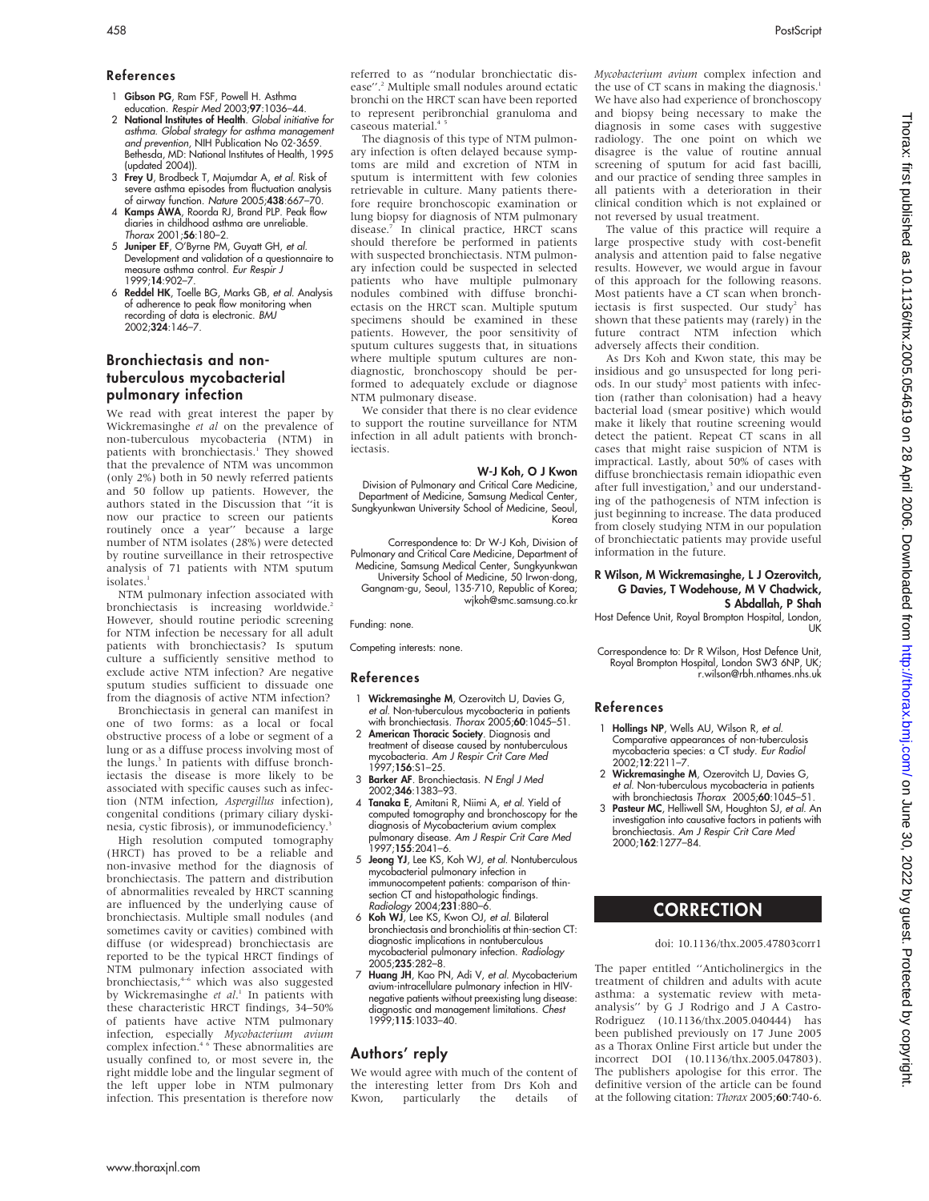## References

1. **Gibson PG**, Ram FSF, Powell H. Asthma education. *Respir Med* 2003;**97**:1036–44.
2. **National Institutes of Health**. *Global initiative for asthma. Global strategy for asthma management and prevention*, NIH Publication No 02-3659. Bethesda, MD: National Institutes of Health, 1995 (updated 2004)).
3. **Frey U**, Brodbeck T, Majumdar A, *et al*. Risk of severe asthma episodes from fluctuation analysis of airway function. *Nature* 2005;**438**:667–70.
4. **Kamps AWA**, Roorda RJ, Brand PLP. Peak flow diaries in childhood asthma are unreliable. *Thorax* 2001;**56**:180–2.
5. **Juniper EF**, O'Byrne PM, Guyatt GH, *et al*. Development and validation of a questionnaire to measure asthma control. *Eur Respir J* 1999;**14**:902–7.
6. **Reddel HK**, Toelle BG, Marks GB, *et al*. Analysis of adherence to peak flow monitoring when recording of data is electronic. *BMJ* 2002;**324**:146–7.

## Bronchiectasis and non-tuberculous mycobacterial pulmonary infection

We read with great interest the paper by Wickremasinghe *et al* on the prevalence of non-tuberculous mycobacteria (NTM) in patients with bronchiectasis.[1] They showed that the prevalence of NTM was uncommon (only 2%) both in 50 newly referred patients and 50 follow up patients. However, the authors stated in the Discussion that "it is now our practice to screen our patients routinely once a year" because a large number of NTM isolates (28%) were detected by routine surveillance in their retrospective analysis of 71 patients with NTM sputum isolates.[1]

NTM pulmonary infection associated with bronchiectasis is increasing worldwide.[2] However, should routine periodic screening for NTM infection be necessary for all adult patients with bronchiectasis? Is sputum culture a sufficiently sensitive method to exclude active NTM infection? Are negative sputum studies sufficient to dissuade one from the diagnosis of active NTM infection?

Bronchiectasis in general can manifest in one of two forms: as a local or focal obstructive process of a lobe or segment of a lung or as a diffuse process involving most of the lungs.[3] In patients with diffuse bronchiectasis the disease is more likely to be associated with specific causes such as infection (NTM infection, *Aspergillus* infection), congenital conditions (primary ciliary dyskinesia, cystic fibrosis), or immunodeficiency.[3]

High resolution computed tomography (HRCT) has proved to be a reliable and non-invasive method for the diagnosis of bronchiectasis. The pattern and distribution of abnormalities revealed by HRCT scanning are influenced by the underlying cause of bronchiectasis. Multiple small nodules (and sometimes cavity or cavities) combined with diffuse (or widespread) bronchiectasis are reported to be the typical HRCT findings of NTM pulmonary infection associated with bronchiectasis,[4–6] which was also suggested by Wickremasinghe *et al*.[1] In patients with these characteristic HRCT findings, 34–50% of patients have active NTM pulmonary infection, especially *Mycobacterium avium* complex infection.[4 6] These abnormalities are usually confined to, or most severe in, the right middle lobe and the lingular segment of the left upper lobe in NTM pulmonary infection. This presentation is therefore now referred to as "nodular bronchiectatic disease".[2] Multiple small nodules around ectatic bronchi on the HRCT scan have been reported to represent peribronchial granuloma and caseous material.[4 5]

The diagnosis of this type of NTM pulmonary infection is often delayed because symptoms are mild and excretion of NTM in sputum is intermittent with few colonies retrievable in culture. Many patients therefore require bronchoscopic examination or lung biopsy for diagnosis of NTM pulmonary disease.[7] In clinical practice, HRCT scans should therefore be performed in patients with suspected bronchiectasis. NTM pulmonary infection could be suspected in selected patients who have multiple pulmonary nodules combined with diffuse bronchiectasis on the HRCT scan. Multiple sputum specimens should be examined in these patients. However, the poor sensitivity of sputum cultures suggests that, in situations where multiple sputum cultures are non-diagnostic, bronchoscopy should be performed to adequately exclude or diagnose NTM pulmonary disease.

We consider that there is no clear evidence to support the routine surveillance for NTM infection in all adult patients with bronchiectasis.

**W-J Koh, O J Kwon**

Division of Pulmonary and Critical Care Medicine, Department of Medicine, Samsung Medical Center, Sungkyunkwan University School of Medicine, Seoul, Korea

Correspondence to: Dr W-J Koh, Division of Pulmonary and Critical Care Medicine, Department of Medicine, Samsung Medical Center, Sungkyunkwan University School of Medicine, 50 Irwon-dong, Gangnam-gu, Seoul, 135-710, Republic of Korea; wjkoh@smc.samsung.co.kr

Funding: none.

Competing interests: none.

### References

1. **Wickremasinghe M**, Ozerovitch LJ, Davies G, *et al*. Non-tuberculous mycobacteria in patients with bronchiectasis. *Thorax* 2005;**60**:1045–51.
2. **American Thoracic Society**. Diagnosis and treatment of disease caused by nontuberculous mycobacteria. *Am J Respir Crit Care Med* 1997;**156**:S1–25.
3. **Barker AF**. Bronchiectasis. *N Engl J Med* 2002;**346**:1383–93.
4. **Tanaka E**, Amitani R, Niimi A, *et al*. Yield of computed tomography and bronchoscopy for the diagnosis of Mycobacterium avium complex pulmonary disease. *Am J Respir Crit Care Med* 1997;**155**:2041–6.
5. **Jeong YJ**, Lee KS, Koh WJ, *et al*. Nontuberculous mycobacterial pulmonary infection in immunocompetent patients: comparison of thin-section CT and histopathologic findings. *Radiology* 2004;**231**:880–6.
6. **Koh WJ**, Lee KS, Kwon OJ, *et al*. Bilateral bronchiectasis and bronchiolitis at thin-section CT: diagnostic implications in nontuberculous mycobacterial pulmonary infection. *Radiology* 2005;**235**:282–8.
7. **Huang JH**, Kao PN, Adi V, *et al*. Mycobacterium avium-intracellulare pulmonary infection in HIV-negative patients without preexisting lung disease: diagnostic and management limitations. *Chest* 1999;**115**:1033–40.

## Authors' reply

We would agree with much of the content of the interesting letter from Drs Koh and Kwon, particularly the details of *Mycobacterium avium* complex infection and the use of CT scans in making the diagnosis.[1] We have also had experience of bronchoscopy and biopsy being necessary to make the diagnosis in some cases with suggestive radiology. The one point on which we disagree is the value of routine annual screening of sputum for acid fast bacilli, and our practice of sending three samples in all patients with a deterioration in their clinical condition which is not explained or not reversed by usual treatment.

The value of this practice will require a large prospective study with cost-benefit analysis and attention paid to false negative results. However, we would argue in favour of this approach for the following reasons. Most patients have a CT scan when bronchiectasis is first suspected. Our study[2] has shown that these patients may (rarely) in the future contract NTM infection which adversely affects their condition.

As Drs Koh and Kwon state, this may be insidious and go unsuspected for long periods. In our study[2] most patients with infection (rather than colonisation) had a heavy bacterial load (smear positive) which would make it likely that routine screening would detect the patient. Repeat CT scans in all cases that might raise suspicion of NTM is impractical. Lastly, about 50% of cases with diffuse bronchiectasis remain idiopathic even after full investigation,[3] and our understanding of the pathogenesis of NTM infection is just beginning to increase. The data produced from closely studying NTM in our population of bronchiectatic patients may provide useful information in the future.

**R Wilson, M Wickremasinghe, L J Ozerovitch, G Davies, T Wodehouse, M V Chadwick, S Abdallah, P Shah**

Host Defence Unit, Royal Brompton Hospital, London, UK

Correspondence to: Dr R Wilson, Host Defence Unit, Royal Brompton Hospital, London SW3 6NP, UK; r.wilson@rbh.nthames.nhs.uk

### References

1. **Hollings NP**, Wells AU, Wilson R, *et al*. Comparative appearances of non-tuberculosis mycobacteria species: a CT study. *Eur Radiol* 2002;**12**:2211–7.
2. **Wickremasinghe M**, Ozerovitch LJ, Davies G, *et al*. Non-tuberculous mycobacteria in patients with bronchiectasis *Thorax* 2005;**60**:1045–51.
3. **Pasteur MC**, Helliwell SM, Houghton SJ, *et al*. An investigation into causative factors in patients with bronchiectasis. *Am J Respir Crit Care Med* 2000;**162**:1277–84.

## CORRECTION

doi: 10.1136/thx.2005.47803corr1

The paper entitled "Anticholinergics in the treatment of children and adults with acute asthma: a systematic review with meta-analysis" by G J Rodrigo and J A Castro-Rodriguez (10.1136/thx.2005.040444) has been published previously on 17 June 2005 as a Thorax Online First article but under the incorrect DOI (10.1136/thx.2005.047803). The publishers apologise for this error. The definitive version of the article can be found at the following citation: *Thorax* 2005;**60**:740-6.